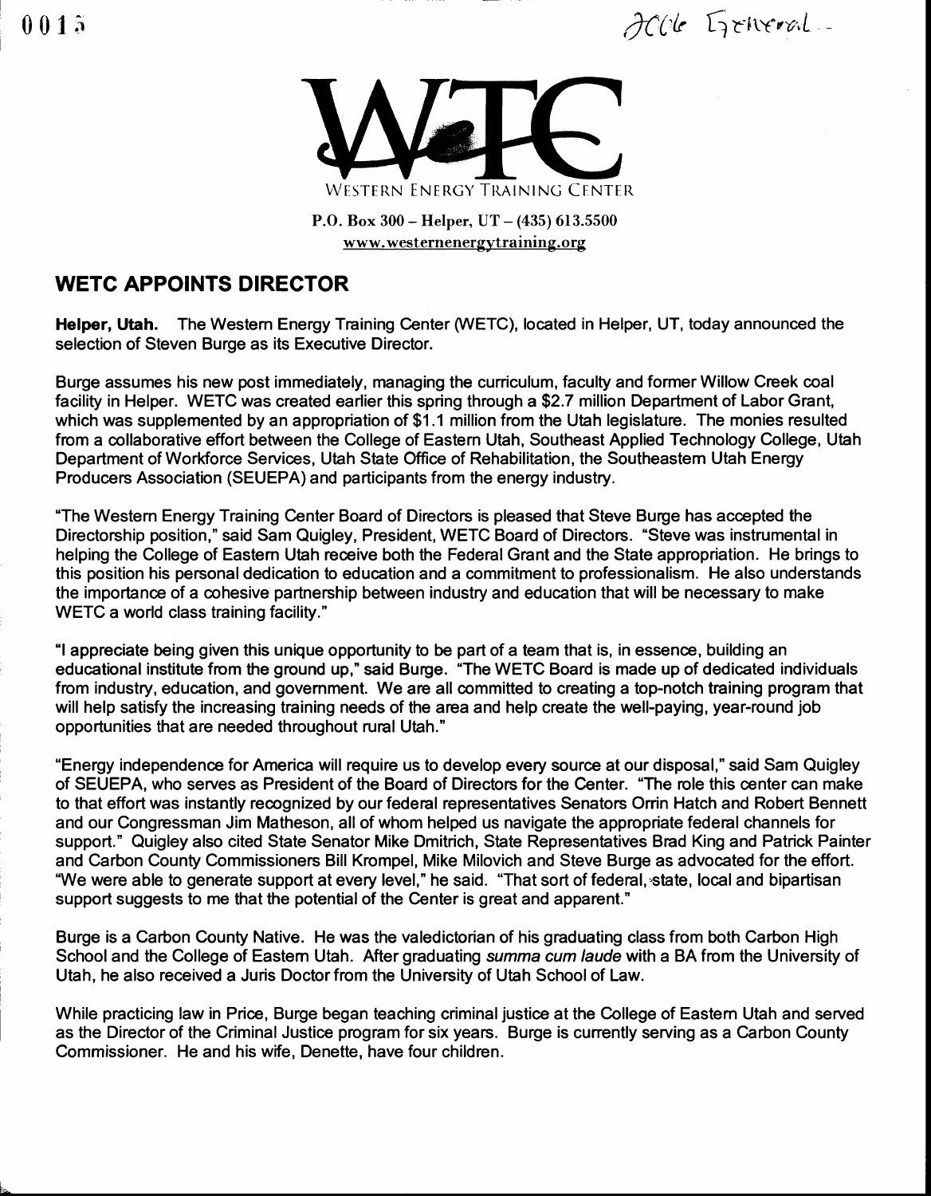WESTERN ENERGY TRAINING CENTER

P.O. Box 300 – Helper, UT – (435) 613.5500
www.westernenergytraining.org

## WETC APPOINTS DIRECTOR

**Helper, Utah.** The Western Energy Training Center (WETC), located in Helper, UT, today announced the selection of Steven Burge as its Executive Director.

Burge assumes his new post immediately, managing the curriculum, faculty and former Willow Creek coal facility in Helper. WETC was created earlier this spring through a $2.7 million Department of Labor Grant, which was supplemented by an appropriation of $1.1 million from the Utah legislature. The monies resulted from a collaborative effort between the College of Eastern Utah, Southeast Applied Technology College, Utah Department of Workforce Services, Utah State Office of Rehabilitation, the Southeastern Utah Energy Producers Association (SEUEPA) and participants from the energy industry.

"The Western Energy Training Center Board of Directors is pleased that Steve Burge has accepted the Directorship position," said Sam Quigley, President, WETC Board of Directors. "Steve was instrumental in helping the College of Eastern Utah receive both the Federal Grant and the State appropriation. He brings to this position his personal dedication to education and a commitment to professionalism. He also understands the importance of a cohesive partnership between industry and education that will be necessary to make WETC a world class training facility."

"I appreciate being given this unique opportunity to be part of a team that is, in essence, building an educational institute from the ground up," said Burge. "The WETC Board is made up of dedicated individuals from industry, education, and government. We are all committed to creating a top-notch training program that will help satisfy the increasing training needs of the area and help create the well-paying, year-round job opportunities that are needed throughout rural Utah."

"Energy independence for America will require us to develop every source at our disposal," said Sam Quigley of SEUEPA, who serves as President of the Board of Directors for the Center. "The role this center can make to that effort was instantly recognized by our federal representatives Senators Orrin Hatch and Robert Bennett and our Congressman Jim Matheson, all of whom helped us navigate the appropriate federal channels for support." Quigley also cited State Senator Mike Dmitrich, State Representatives Brad King and Patrick Painter and Carbon County Commissioners Bill Krompel, Mike Milovich and Steve Burge as advocated for the effort. "We were able to generate support at every level," he said. "That sort of federal, state, local and bipartisan support suggests to me that the potential of the Center is great and apparent."

Burge is a Carbon County Native. He was the valedictorian of his graduating class from both Carbon High School and the College of Eastern Utah. After graduating *summa cum laude* with a BA from the University of Utah, he also received a Juris Doctor from the University of Utah School of Law.

While practicing law in Price, Burge began teaching criminal justice at the College of Eastern Utah and served as the Director of the Criminal Justice program for six years. Burge is currently serving as a Carbon County Commissioner. He and his wife, Denette, have four children.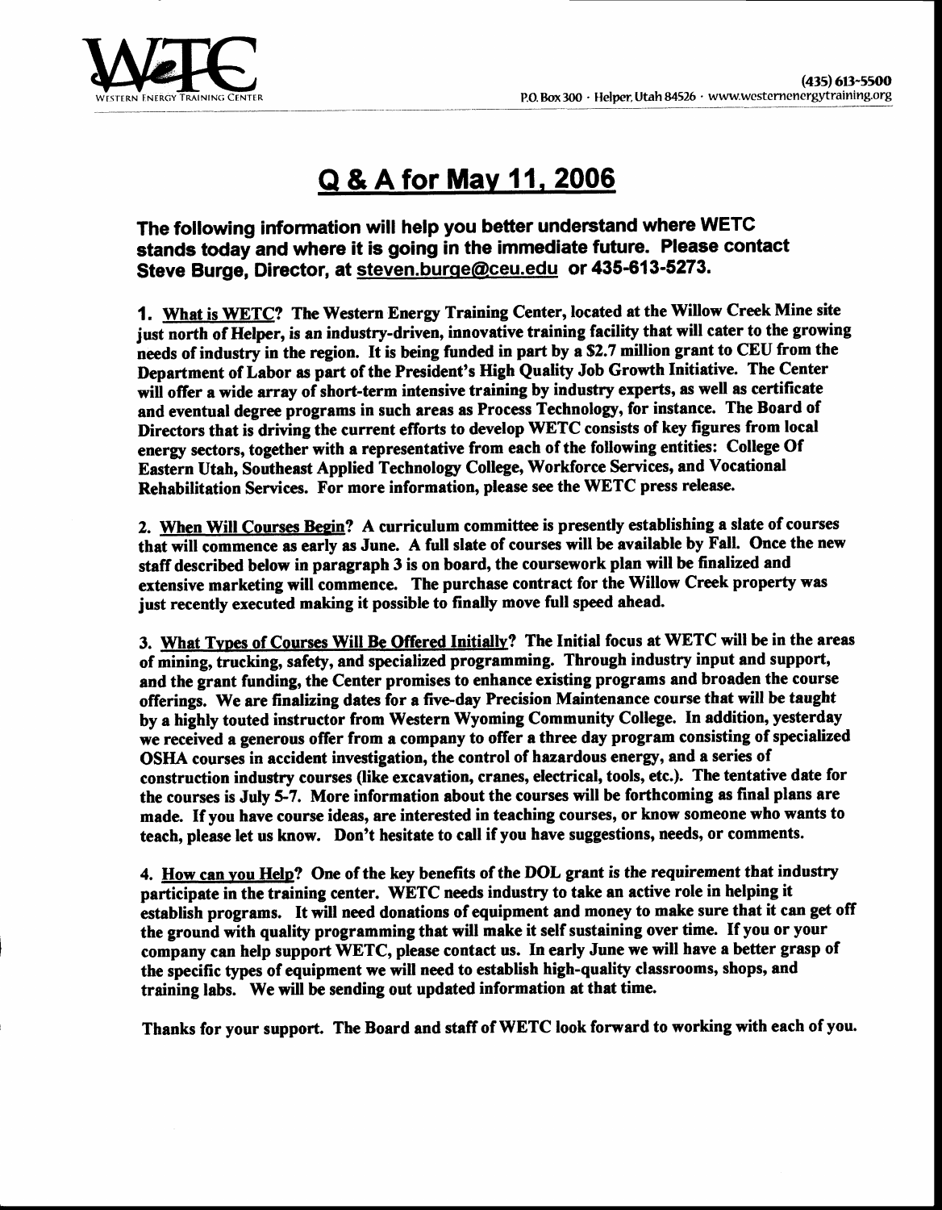WETC WESTERN ENERGY TRAINING CENTER

(435) 613-5500
P.O. Box 300 · Helper, Utah 84526 · www.westernenergytraining.org

# Q & A for May 11, 2006

**The following information will help you better understand where WETC stands today and where it is going in the immediate future. Please contact Steve Burge, Director, at steven.burge@ceu.edu or 435-613-5273.**

**1. What is WETC? The Western Energy Training Center, located at the Willow Creek Mine site just north of Helper, is an industry-driven, innovative training facility that will cater to the growing needs of industry in the region. It is being funded in part by a $2.7 million grant to CEU from the Department of Labor as part of the President's High Quality Job Growth Initiative. The Center will offer a wide array of short-term intensive training by industry experts, as well as certificate and eventual degree programs in such areas as Process Technology, for instance. The Board of Directors that is driving the current efforts to develop WETC consists of key figures from local energy sectors, together with a representative from each of the following entities: College Of Eastern Utah, Southeast Applied Technology College, Workforce Services, and Vocational Rehabilitation Services. For more information, please see the WETC press release.**

**2. When Will Courses Begin? A curriculum committee is presently establishing a slate of courses that will commence as early as June. A full slate of courses will be available by Fall. Once the new staff described below in paragraph 3 is on board, the coursework plan will be finalized and extensive marketing will commence. The purchase contract for the Willow Creek property was just recently executed making it possible to finally move full speed ahead.**

**3. What Types of Courses Will Be Offered Initially? The Initial focus at WETC will be in the areas of mining, trucking, safety, and specialized programming. Through industry input and support, and the grant funding, the Center promises to enhance existing programs and broaden the course offerings. We are finalizing dates for a five-day Precision Maintenance course that will be taught by a highly touted instructor from Western Wyoming Community College. In addition, yesterday we received a generous offer from a company to offer a three day program consisting of specialized OSHA courses in accident investigation, the control of hazardous energy, and a series of construction industry courses (like excavation, cranes, electrical, tools, etc.). The tentative date for the courses is July 5-7. More information about the courses will be forthcoming as final plans are made. If you have course ideas, are interested in teaching courses, or know someone who wants to teach, please let us know. Don't hesitate to call if you have suggestions, needs, or comments.**

**4. How can you Help? One of the key benefits of the DOL grant is the requirement that industry participate in the training center. WETC needs industry to take an active role in helping it establish programs. It will need donations of equipment and money to make sure that it can get off the ground with quality programming that will make it self sustaining over time. If you or your company can help support WETC, please contact us. In early June we will have a better grasp of the specific types of equipment we will need to establish high-quality classrooms, shops, and training labs. We will be sending out updated information at that time.**

**Thanks for your support. The Board and staff of WETC look forward to working with each of you.**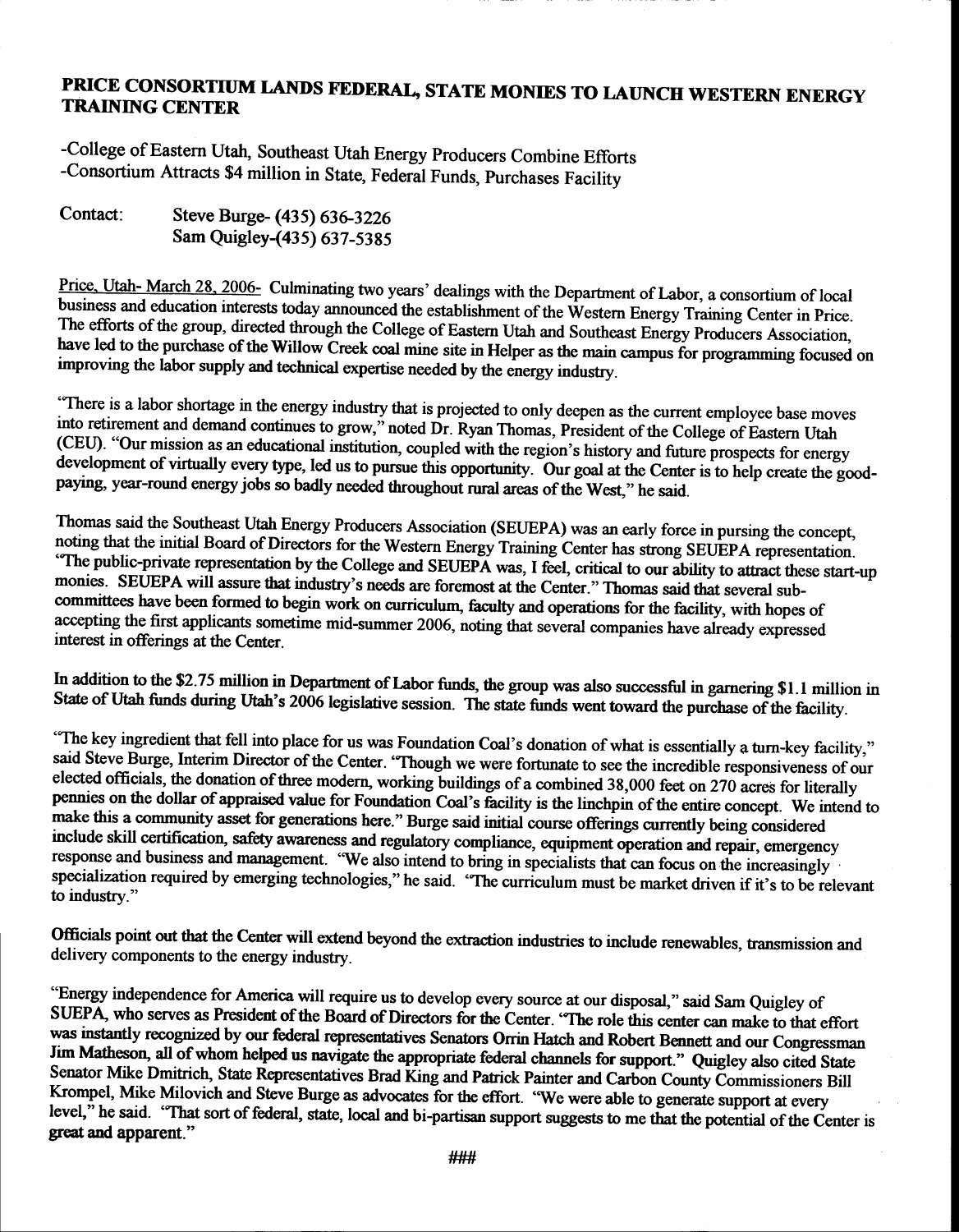# PRICE CONSORTIUM LANDS FEDERAL, STATE MONIES TO LAUNCH WESTERN ENERGY TRAINING CENTER

-College of Eastern Utah, Southeast Utah Energy Producers Combine Efforts
-Consortium Attracts $4 million in State, Federal Funds, Purchases Facility

Contact: Steve Burge- (435) 636-3226
Sam Quigley-(435) 637-5385

Price, Utah- March 28, 2006- Culminating two years' dealings with the Department of Labor, a consortium of local business and education interests today announced the establishment of the Western Energy Training Center in Price. The efforts of the group, directed through the College of Eastern Utah and Southeast Energy Producers Association, have led to the purchase of the Willow Creek coal mine site in Helper as the main campus for programming focused on improving the labor supply and technical expertise needed by the energy industry.

"There is a labor shortage in the energy industry that is projected to only deepen as the current employee base moves into retirement and demand continues to grow," noted Dr. Ryan Thomas, President of the College of Eastern Utah (CEU). "Our mission as an educational institution, coupled with the region's history and future prospects for energy development of virtually every type, led us to pursue this opportunity. Our goal at the Center is to help create the good-paying, year-round energy jobs so badly needed throughout rural areas of the West," he said.

Thomas said the Southeast Utah Energy Producers Association (SEUEPA) was an early force in pursing the concept, noting that the initial Board of Directors for the Western Energy Training Center has strong SEUEPA representation. "The public-private representation by the College and SEUEPA was, I feel, critical to our ability to attract these start-up monies. SEUEPA will assure that industry's needs are foremost at the Center." Thomas said that several sub-committees have been formed to begin work on curriculum, faculty and operations for the facility, with hopes of accepting the first applicants sometime mid-summer 2006, noting that several companies have already expressed interest in offerings at the Center.

In addition to the $2.75 million in Department of Labor funds, the group was also successful in garnering $1.1 million in State of Utah funds during Utah's 2006 legislative session. The state funds went toward the purchase of the facility.

"The key ingredient that fell into place for us was Foundation Coal's donation of what is essentially a turn-key facility," said Steve Burge, Interim Director of the Center. "Though we were fortunate to see the incredible responsiveness of our elected officials, the donation of three modern, working buildings of a combined 38,000 feet on 270 acres for literally pennies on the dollar of appraised value for Foundation Coal's facility is the linchpin of the entire concept. We intend to make this a community asset for generations here." Burge said initial course offerings currently being considered include skill certification, safety awareness and regulatory compliance, equipment operation and repair, emergency response and business and management. "We also intend to bring in specialists that can focus on the increasingly specialization required by emerging technologies," he said. "The curriculum must be market driven if it's to be relevant to industry."

Officials point out that the Center will extend beyond the extraction industries to include renewables, transmission and delivery components to the energy industry.

"Energy independence for America will require us to develop every source at our disposal," said Sam Quigley of SUEPA, who serves as President of the Board of Directors for the Center. "The role this center can make to that effort was instantly recognized by our federal representatives Senators Orrin Hatch and Robert Bennett and our Congressman Jim Matheson, all of whom helped us navigate the appropriate federal channels for support." Quigley also cited State Senator Mike Dmitrich, State Representatives Brad King and Patrick Painter and Carbon County Commissioners Bill Krompel, Mike Milovich and Steve Burge as advocates for the effort. "We were able to generate support at every level," he said. "That sort of federal, state, local and bi-partisan support suggests to me that the potential of the Center is great and apparent."

###